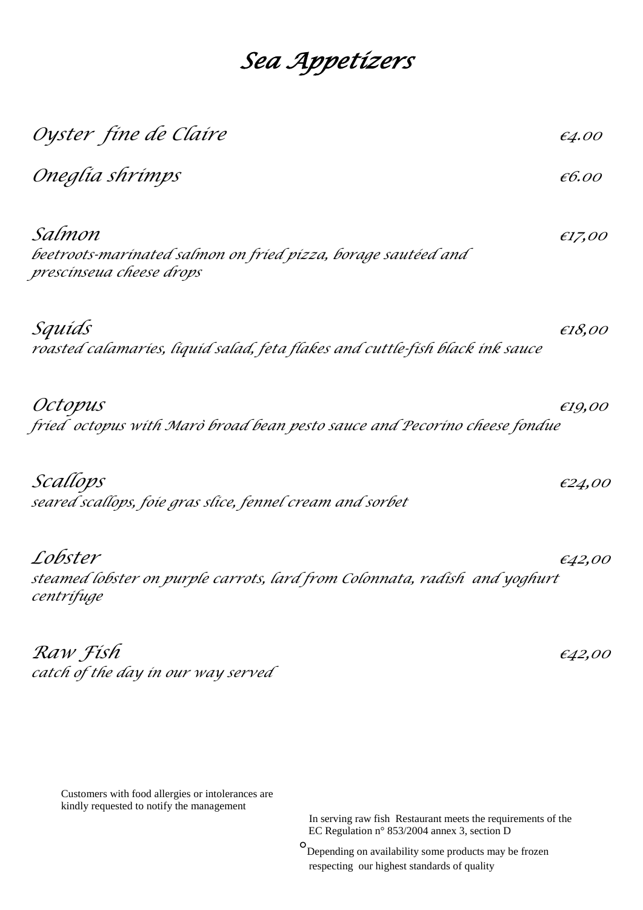# Sea Appetizers

*Oyster fine de Claire* — *€4.00*

*Oneglia shrimps* — *€6.00*

*Salmon* — *€17,00*
*beetroots-marinated salmon on fried pizza, borage sautéed and prescinseua cheese drops*

*Squids* — *€18,00*
*roasted calamaries, liquid salad, feta flakes and cuttle-fish black ink sauce*

*Octopus* — *€19,00*
*fried octopus with Marò broad bean pesto sauce and Pecorino cheese fondue*

*Scallops* — *€24,00*
*seared scallops, foie gras slice, fennel cream and sorbet*

*Lobster* — *€42,00*
*steamed lobster on purple carrots, lard from Colonnata, radish and yoghurt centrifuge*

*Raw Fish* — *€42,00*
*catch of the day in our way served*

Customers with food allergies or intolerances are kindly requested to notify the management

In serving raw fish Restaurant meets the requirements of the EC Regulation n° 853/2004 annex 3, section D

°Depending on availability some products may be frozen respecting our highest standards of quality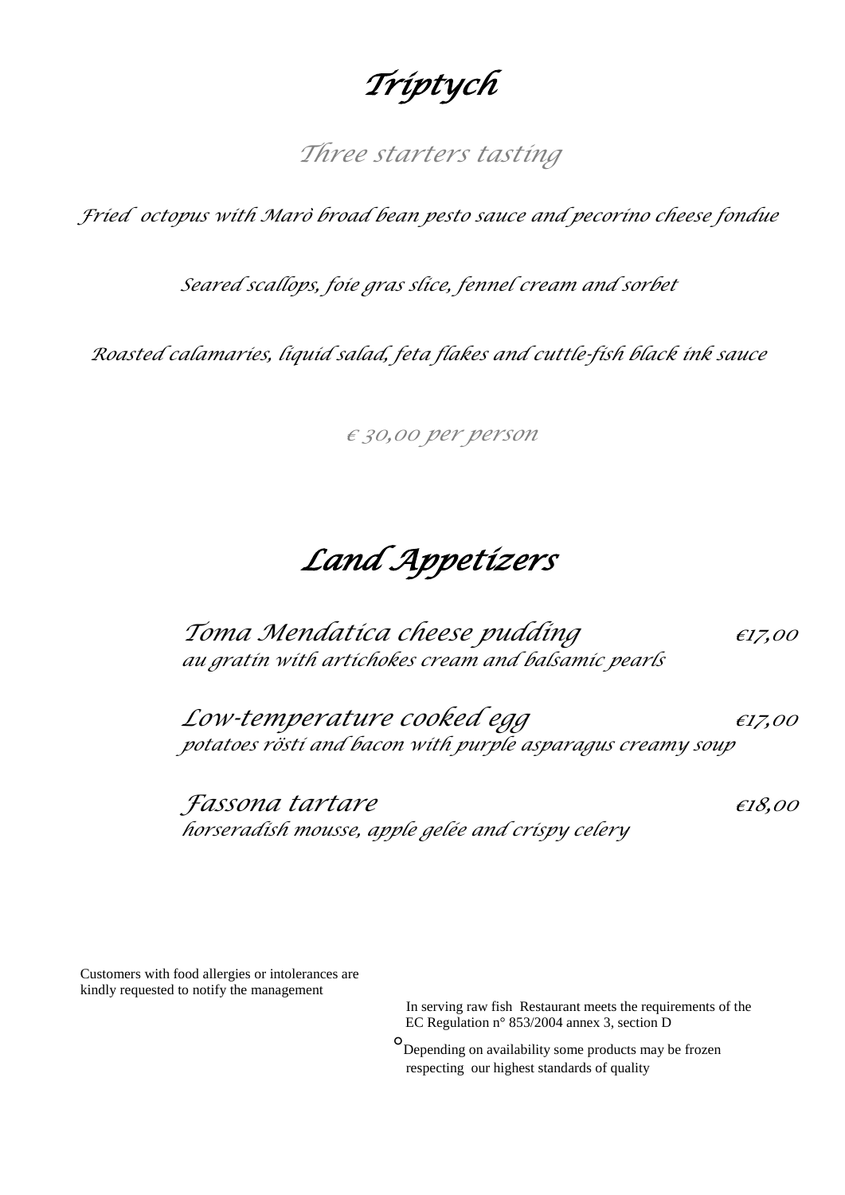# Triptych

## Three starters tasting

Fried octopus with Marò broad bean pesto sauce and pecorino cheese fondue

Seared scallops, foie gras slice, fennel cream and sorbet

Roasted calamaries, liquid salad, feta flakes and cuttle-fish black ink sauce

€ 30,00 per person

# Land Appetizers

**Toma Mendatica cheese pudding** €17,00
au gratin with artichokes cream and balsamic pearls

**Low-temperature cooked egg** €17,00
potatoes rösti and bacon with purple asparagus creamy soup

**Fassona tartare** €18,00
horseradish mousse, apple gelée and crispy celery

Customers with food allergies or intolerances are kindly requested to notify the management

In serving raw fish Restaurant meets the requirements of the EC Regulation n° 853/2004 annex 3, section D

°Depending on availability some products may be frozen respecting our highest standards of quality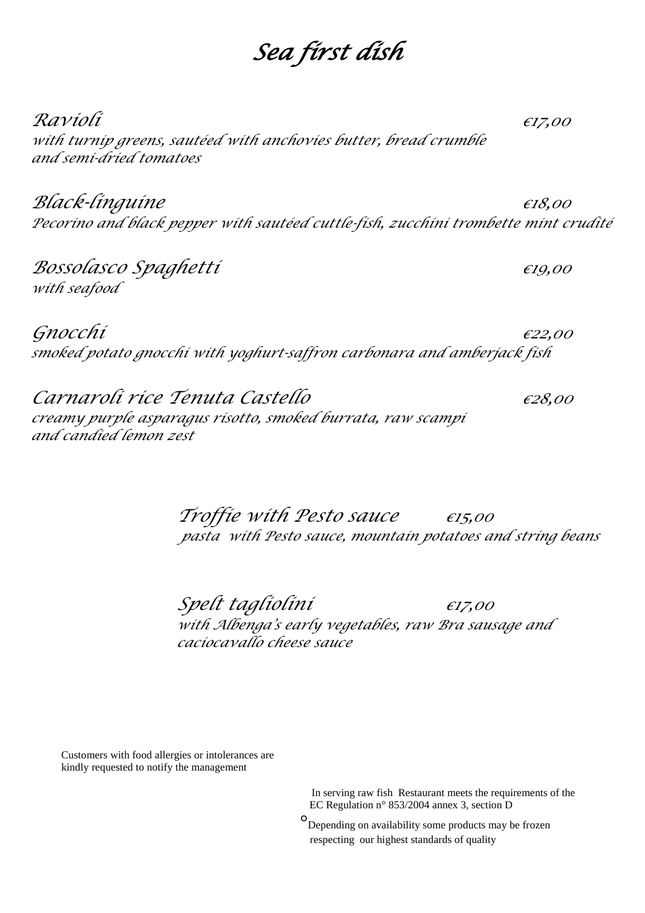# Sea first dish

**Ravioli** €17,00
*with turnip greens, sautéed with anchovies butter, bread crumble and semi-dried tomatoes*

**Black-linguine** €18,00
*Pecorino and black pepper with sautéed cuttle-fish, zucchini trombette mint crudité*

**Bossolasco Spaghetti** €19,00
*with seafood*

**Gnocchi** €22,00
*smoked potato gnocchi with yoghurt-saffron carbonara and amberjack fish*

**Carnaroli rice Tenuta Castello** €28,00
*creamy purple asparagus risotto, smoked burrata, raw scampi and candied lemon zest*

**Troffie with Pesto sauce** €15,00
*pasta with Pesto sauce, mountain potatoes and string beans*

**Spelt tagliolini** €17,00
*with Albenga's early vegetables, raw Bra sausage and caciocavallo cheese sauce*

Customers with food allergies or intolerances are kindly requested to notify the management

In serving raw fish Restaurant meets the requirements of the EC Regulation n° 853/2004 annex 3, section D

°Depending on availability some products may be frozen respecting our highest standards of quality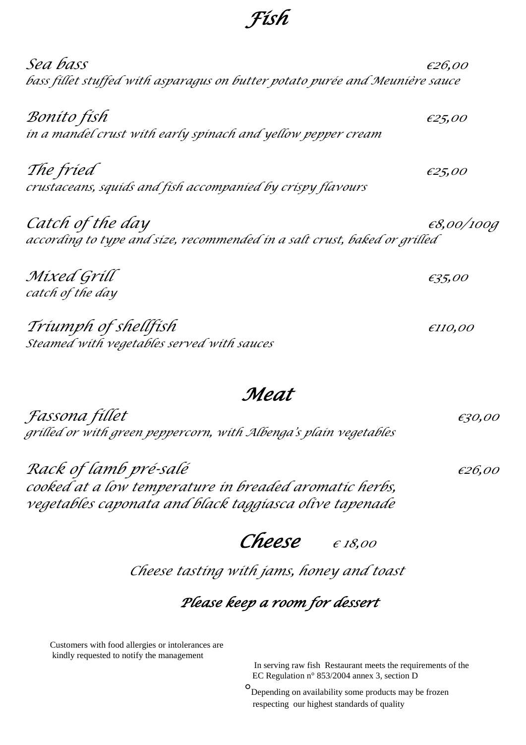# Fish

**Sea bass** €26,00
bass fillet stuffed with asparagus on butter potato purée and Meunière sauce

**Bonito fish** €25,00
in a mandel crust with early spinach and yellow pepper cream

**The fried** €25,00
crustaceans, squids and fish accompanied by crispy flavours

**Catch of the day** €8,00/100g
according to type and size, recommended in a salt crust, baked or grilled

**Mixed Grill** €35,00
catch of the day

**Triumph of shellfish** €110,00
Steamed with vegetables served with sauces

# Meat

**Fassona fillet** €30,00
grilled or with green peppercorn, with Albenga's plain vegetables

**Rack of lamb pré-salé** €26,00
cooked at a low temperature in breaded aromatic herbs,
vegetables caponata and black taggiasca olive tapenade

# Cheese €18,00

Cheese tasting with jams, honey and toast

## Please keep a room for dessert

Customers with food allergies or intolerances are kindly requested to notify the management

In serving raw fish Restaurant meets the requirements of the EC Regulation n° 853/2004 annex 3, section D

°Depending on availability some products may be frozen respecting our highest standards of quality